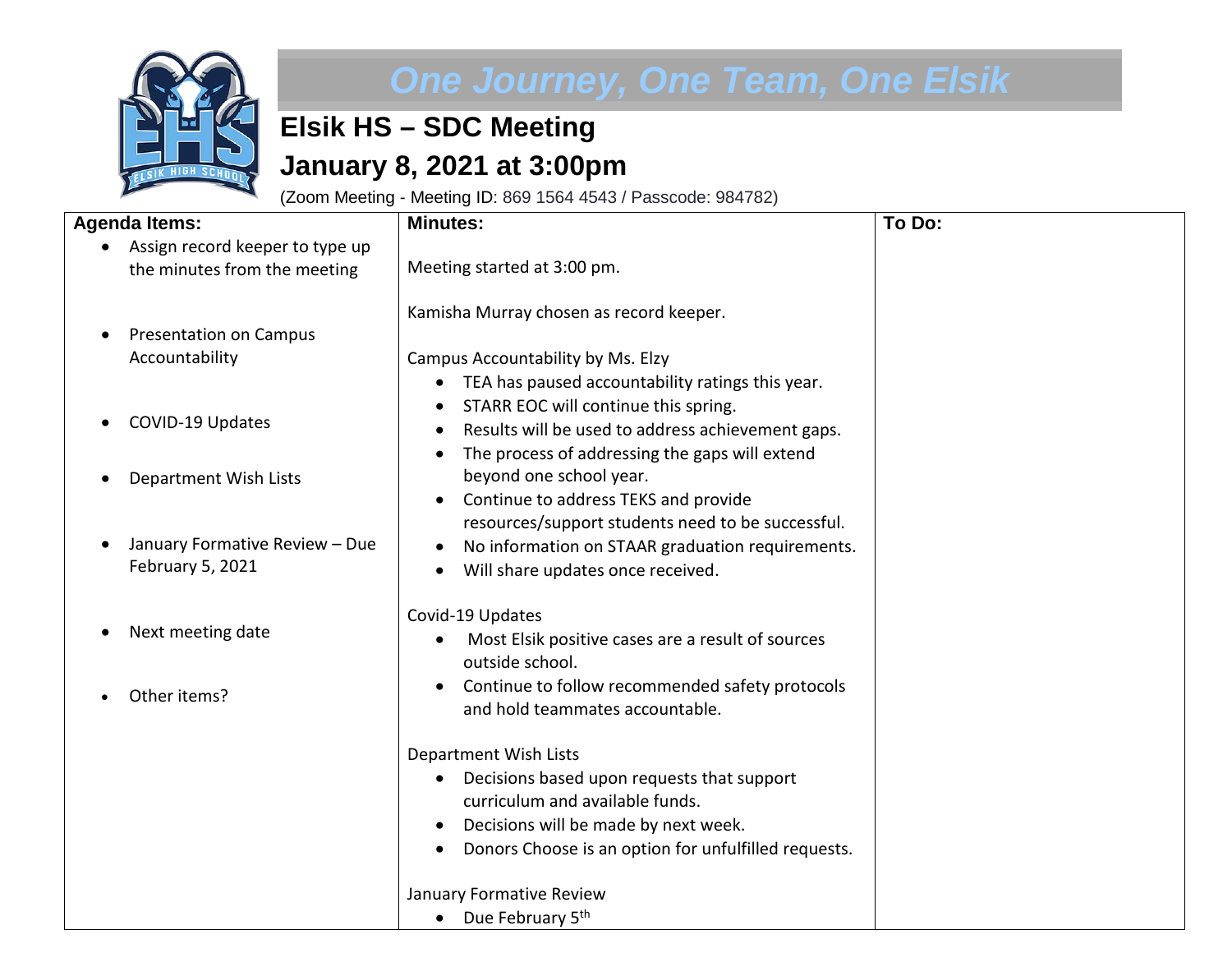*One Journey, One Team, One Elsik*

# Elsik HS – SDC Meeting

# January 8, 2021 at 3:00pm

(Zoom Meeting - Meeting ID: 869 1564 4543 / Passcode: 984782)

| Agenda Items: | Minutes: | To Do: |
|---|---|---|
| • Assign record keeper to type up the minutes from the meeting<br><br>• Presentation on Campus Accountability<br><br>• COVID-19 Updates<br><br>• Department Wish Lists<br><br>• January Formative Review – Due February 5, 2021<br><br>• Next meeting date<br><br>• Other items? | Meeting started at 3:00 pm.<br><br>Kamisha Murray chosen as record keeper.<br><br>Campus Accountability by Ms. Elzy<br>• TEA has paused accountability ratings this year.<br>• STARR EOC will continue this spring.<br>• Results will be used to address achievement gaps.<br>• The process of addressing the gaps will extend beyond one school year.<br>• Continue to address TEKS and provide resources/support students need to be successful.<br>• No information on STAAR graduation requirements.<br>• Will share updates once received.<br><br>Covid-19 Updates<br>• Most Elsik positive cases are a result of sources outside school.<br>• Continue to follow recommended safety protocols and hold teammates accountable.<br><br>Department Wish Lists<br>• Decisions based upon requests that support curriculum and available funds.<br>• Decisions will be made by next week.<br>• Donors Choose is an option for unfulfilled requests.<br><br>January Formative Review<br>• Due February 5th | |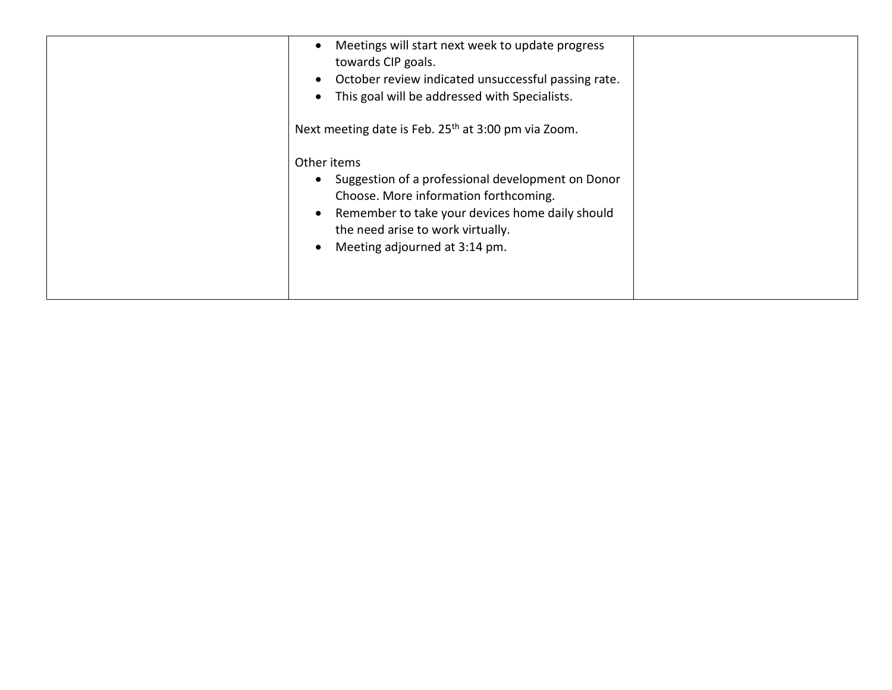| | | |
|---|---|---|
| | <ul><li>Meetings will start next week to update progress towards CIP goals.</li><li>October review indicated unsuccessful passing rate.</li><li>This goal will be addressed with Specialists.</li></ul>Next meeting date is Feb. 25th at 3:00 pm via Zoom.<br><br>Other items<ul><li>Suggestion of a professional development on Donor Choose. More information forthcoming.</li><li>Remember to take your devices home daily should the need arise to work virtually.</li><li>Meeting adjourned at 3:14 pm.</li></ul> | |